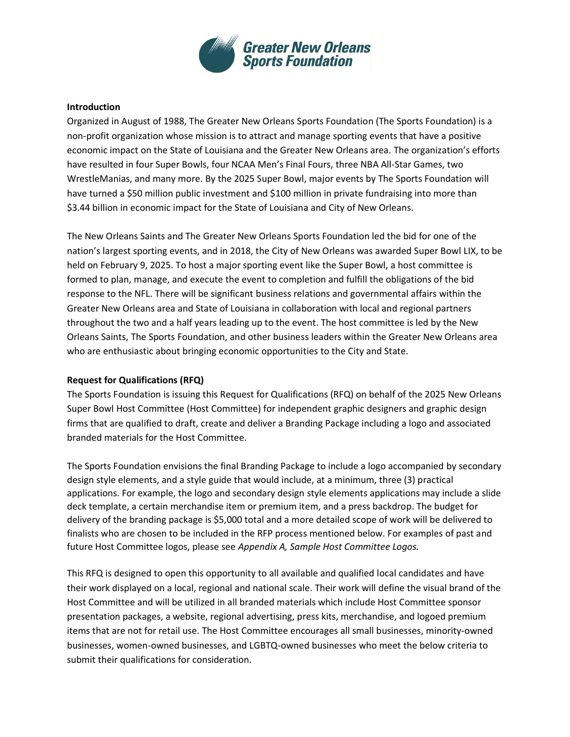**Greater New Orleans Sports Foundation**

## Introduction

Organized in August of 1988, The Greater New Orleans Sports Foundation (The Sports Foundation) is a non-profit organization whose mission is to attract and manage sporting events that have a positive economic impact on the State of Louisiana and the Greater New Orleans area. The organization's efforts have resulted in four Super Bowls, four NCAA Men's Final Fours, three NBA All-Star Games, two WrestleManias, and many more. By the 2025 Super Bowl, major events by The Sports Foundation will have turned a $50 million public investment and $100 million in private fundraising into more than $3.44 billion in economic impact for the State of Louisiana and City of New Orleans.

The New Orleans Saints and The Greater New Orleans Sports Foundation led the bid for one of the nation's largest sporting events, and in 2018, the City of New Orleans was awarded Super Bowl LIX, to be held on February 9, 2025. To host a major sporting event like the Super Bowl, a host committee is formed to plan, manage, and execute the event to completion and fulfill the obligations of the bid response to the NFL. There will be significant business relations and governmental affairs within the Greater New Orleans area and State of Louisiana in collaboration with local and regional partners throughout the two and a half years leading up to the event. The host committee is led by the New Orleans Saints, The Sports Foundation, and other business leaders within the Greater New Orleans area who are enthusiastic about bringing economic opportunities to the City and State.

## Request for Qualifications (RFQ)

The Sports Foundation is issuing this Request for Qualifications (RFQ) on behalf of the 2025 New Orleans Super Bowl Host Committee (Host Committee) for independent graphic designers and graphic design firms that are qualified to draft, create and deliver a Branding Package including a logo and associated branded materials for the Host Committee.

The Sports Foundation envisions the final Branding Package to include a logo accompanied by secondary design style elements, and a style guide that would include, at a minimum, three (3) practical applications. For example, the logo and secondary design style elements applications may include a slide deck template, a certain merchandise item or premium item, and a press backdrop. The budget for delivery of the branding package is $5,000 total and a more detailed scope of work will be delivered to finalists who are chosen to be included in the RFP process mentioned below. For examples of past and future Host Committee logos, please see *Appendix A, Sample Host Committee Logos.*

This RFQ is designed to open this opportunity to all available and qualified local candidates and have their work displayed on a local, regional and national scale. Their work will define the visual brand of the Host Committee and will be utilized in all branded materials which include Host Committee sponsor presentation packages, a website, regional advertising, press kits, merchandise, and logoed premium items that are not for retail use. The Host Committee encourages all small businesses, minority-owned businesses, women-owned businesses, and LGBTQ-owned businesses who meet the below criteria to submit their qualifications for consideration.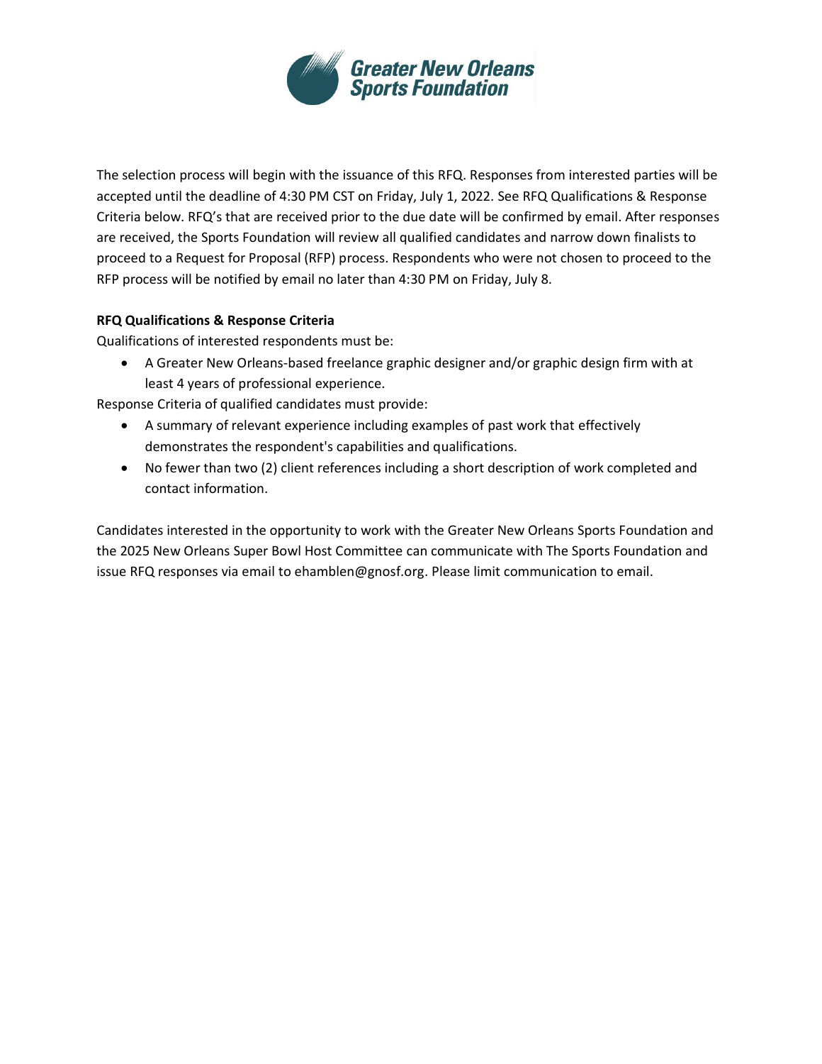The selection process will begin with the issuance of this RFQ. Responses from interested parties will be accepted until the deadline of 4:30 PM CST on Friday, July 1, 2022. See RFQ Qualifications & Response Criteria below. RFQ's that are received prior to the due date will be confirmed by email. After responses are received, the Sports Foundation will review all qualified candidates and narrow down finalists to proceed to a Request for Proposal (RFP) process. Respondents who were not chosen to proceed to the RFP process will be notified by email no later than 4:30 PM on Friday, July 8.

**RFQ Qualifications & Response Criteria**

Qualifications of interested respondents must be:

- A Greater New Orleans-based freelance graphic designer and/or graphic design firm with at least 4 years of professional experience.

Response Criteria of qualified candidates must provide:

- A summary of relevant experience including examples of past work that effectively demonstrates the respondent's capabilities and qualifications.
- No fewer than two (2) client references including a short description of work completed and contact information.

Candidates interested in the opportunity to work with the Greater New Orleans Sports Foundation and the 2025 New Orleans Super Bowl Host Committee can communicate with The Sports Foundation and issue RFQ responses via email to ehamblen@gnosf.org. Please limit communication to email.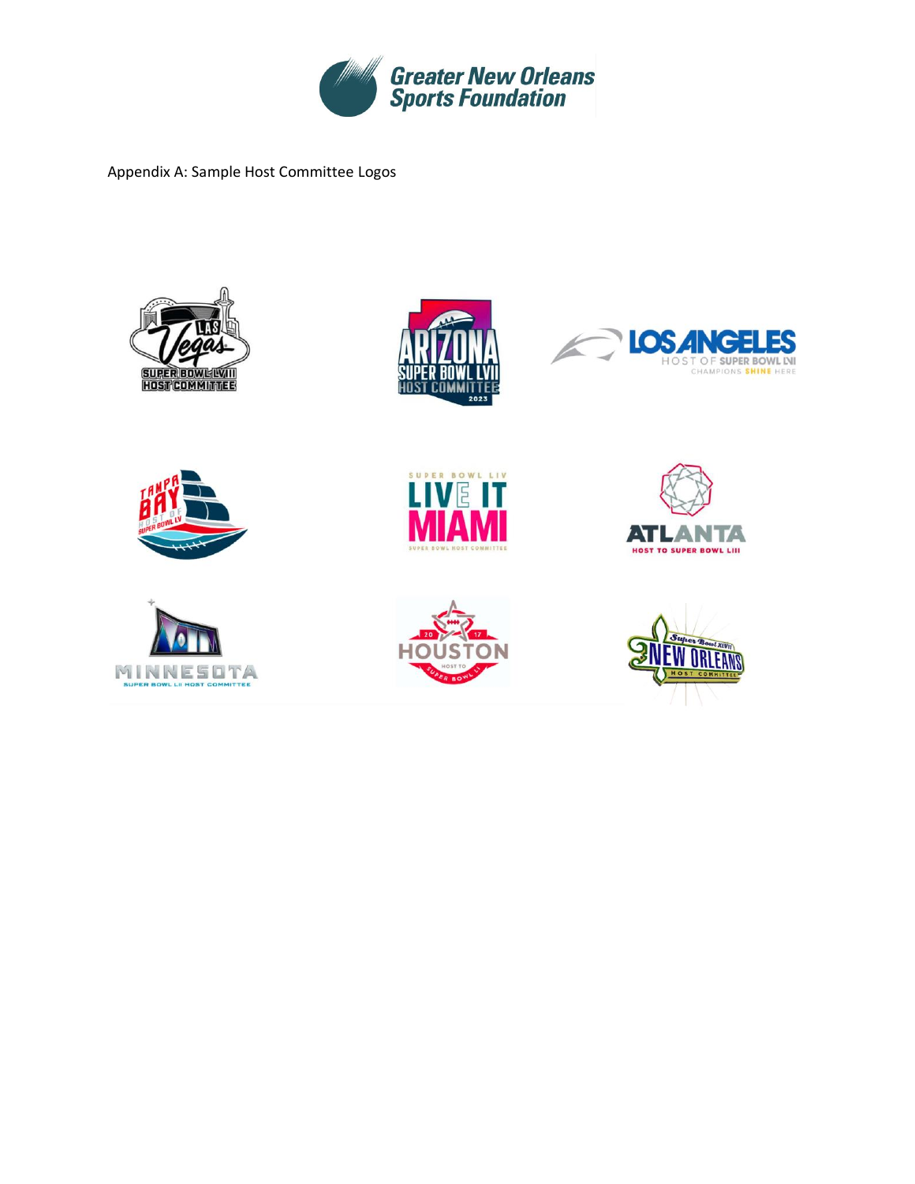Appendix A: Sample Host Committee Logos